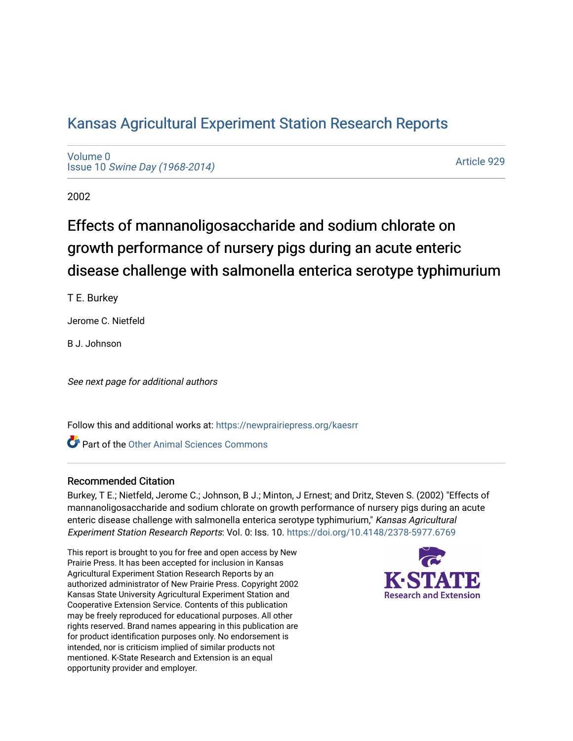# Kansas Agricultural Experiment Station Research Reports

Volume 0
Issue 10 *Swine Day (1968-2014)*

Article 929

2002

## Effects of mannanoligosaccharide and sodium chlorate on growth performance of nursery pigs during an acute enteric disease challenge with salmonella enterica serotype typhimurium

T E. Burkey

Jerome C. Nietfeld

B J. Johnson

*See next page for additional authors*

Follow this and additional works at: https://newprairiepress.org/kaesrr

Part of the Other Animal Sciences Commons

### Recommended Citation

Burkey, T E.; Nietfeld, Jerome C.; Johnson, B J.; Minton, J Ernest; and Dritz, Steven S. (2002) "Effects of mannanoligosaccharide and sodium chlorate on growth performance of nursery pigs during an acute enteric disease challenge with salmonella enterica serotype typhimurium," *Kansas Agricultural Experiment Station Research Reports*: Vol. 0: Iss. 10. https://doi.org/10.4148/2378-5977.6769

This report is brought to you for free and open access by New Prairie Press. It has been accepted for inclusion in Kansas Agricultural Experiment Station Research Reports by an authorized administrator of New Prairie Press. Copyright 2002 Kansas State University Agricultural Experiment Station and Cooperative Extension Service. Contents of this publication may be freely reproduced for educational purposes. All other rights reserved. Brand names appearing in this publication are for product identification purposes only. No endorsement is intended, nor is criticism implied of similar products not mentioned. K-State Research and Extension is an equal opportunity provider and employer.

K·STATE Research and Extension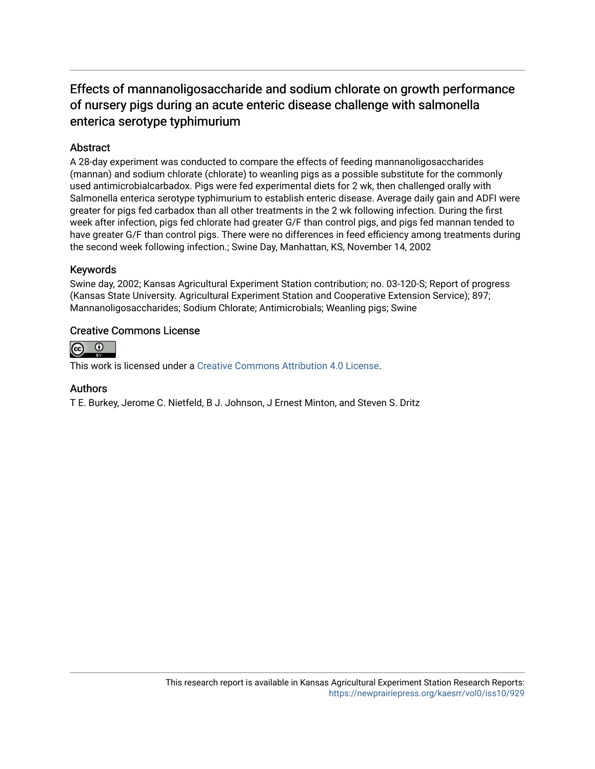# Effects of mannanoligosaccharide and sodium chlorate on growth performance of nursery pigs during an acute enteric disease challenge with salmonella enterica serotype typhimurium

## Abstract

A 28-day experiment was conducted to compare the effects of feeding mannanoligosaccharides (mannan) and sodium chlorate (chlorate) to weanling pigs as a possible substitute for the commonly used antimicrobialcarbadox. Pigs were fed experimental diets for 2 wk, then challenged orally with Salmonella enterica serotype typhimurium to establish enteric disease. Average daily gain and ADFI were greater for pigs fed carbadox than all other treatments in the 2 wk following infection. During the first week after infection, pigs fed chlorate had greater G/F than control pigs, and pigs fed mannan tended to have greater G/F than control pigs. There were no differences in feed efficiency among treatments during the second week following infection.; Swine Day, Manhattan, KS, November 14, 2002

## Keywords

Swine day, 2002; Kansas Agricultural Experiment Station contribution; no. 03-120-S; Report of progress (Kansas State University. Agricultural Experiment Station and Cooperative Extension Service); 897; Mannanoligosaccharides; Sodium Chlorate; Antimicrobials; Weanling pigs; Swine

## Creative Commons License

This work is licensed under a Creative Commons Attribution 4.0 License.

## Authors

T E. Burkey, Jerome C. Nietfeld, B J. Johnson, J Ernest Minton, and Steven S. Dritz

This research report is available in Kansas Agricultural Experiment Station Research Reports: https://newprairiepress.org/kaesrr/vol0/iss10/929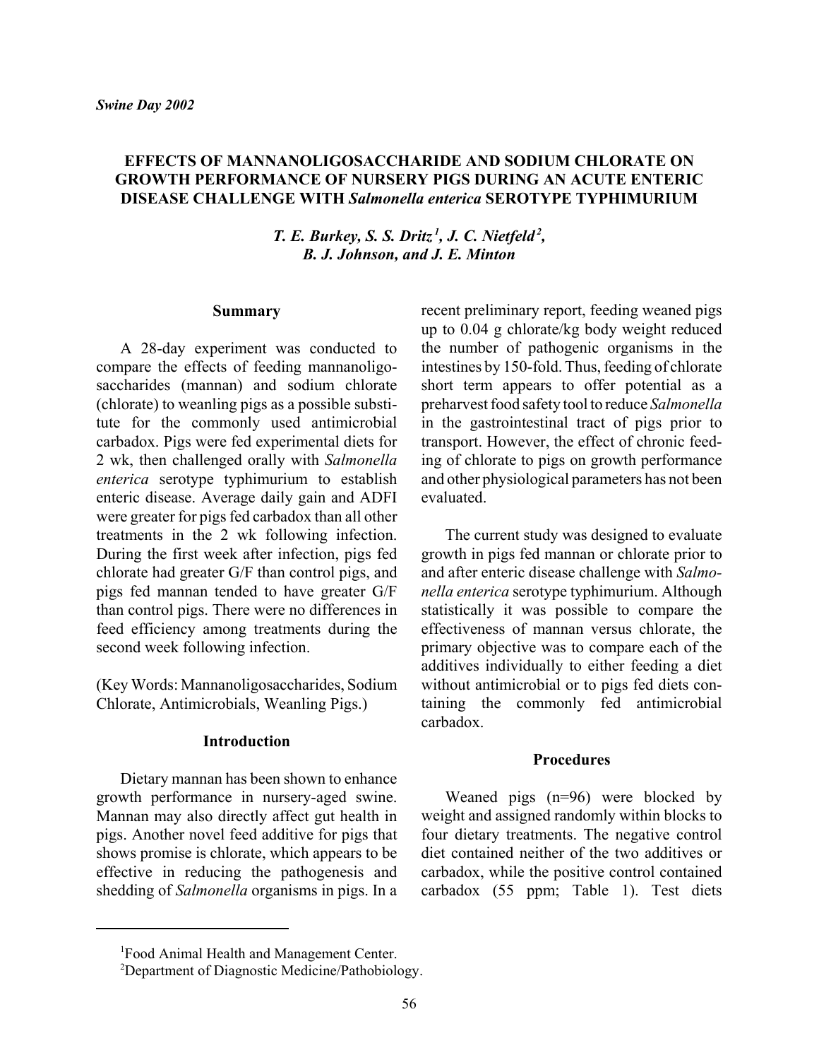*Swine Day 2002*

# EFFECTS OF MANNANOLIGOSACCHARIDE AND SODIUM CHLORATE ON GROWTH PERFORMANCE OF NURSERY PIGS DURING AN ACUTE ENTERIC DISEASE CHALLENGE WITH *Salmonella enterica* SEROTYPE TYPHIMURIUM

***T. E. Burkey, S. S. Dritz[1], J. C. Nietfeld[2], B. J. Johnson, and J. E. Minton***

## Summary

A 28-day experiment was conducted to compare the effects of feeding mannanoligosaccharides (mannan) and sodium chlorate (chlorate) to weanling pigs as a possible substitute for the commonly used antimicrobial carbadox. Pigs were fed experimental diets for 2 wk, then challenged orally with *Salmonella enterica* serotype typhimurium to establish enteric disease. Average daily gain and ADFI were greater for pigs fed carbadox than all other treatments in the 2 wk following infection. During the first week after infection, pigs fed chlorate had greater G/F than control pigs, and pigs fed mannan tended to have greater G/F than control pigs. There were no differences in feed efficiency among treatments during the second week following infection.

(Key Words: Mannanoligosaccharides, Sodium Chlorate, Antimicrobials, Weanling Pigs.)

## Introduction

Dietary mannan has been shown to enhance growth performance in nursery-aged swine. Mannan may also directly affect gut health in pigs. Another novel feed additive for pigs that shows promise is chlorate, which appears to be effective in reducing the pathogenesis and shedding of *Salmonella* organisms in pigs. In a recent preliminary report, feeding weaned pigs up to 0.04 g chlorate/kg body weight reduced the number of pathogenic organisms in the intestines by 150-fold. Thus, feeding of chlorate short term appears to offer potential as a preharvest food safety tool to reduce *Salmonella* in the gastrointestinal tract of pigs prior to transport. However, the effect of chronic feeding of chlorate to pigs on growth performance and other physiological parameters has not been evaluated.

The current study was designed to evaluate growth in pigs fed mannan or chlorate prior to and after enteric disease challenge with *Salmonella enterica* serotype typhimurium. Although statistically it was possible to compare the effectiveness of mannan versus chlorate, the primary objective was to compare each of the additives individually to either feeding a diet without antimicrobial or to pigs fed diets containing the commonly fed antimicrobial carbadox.

## Procedures

Weaned pigs (n=96) were blocked by weight and assigned randomly within blocks to four dietary treatments. The negative control diet contained neither of the two additives or carbadox, while the positive control contained carbadox (55 ppm; Table 1). Test diets

[1]Food Animal Health and Management Center.
[2]Department of Diagnostic Medicine/Pathobiology.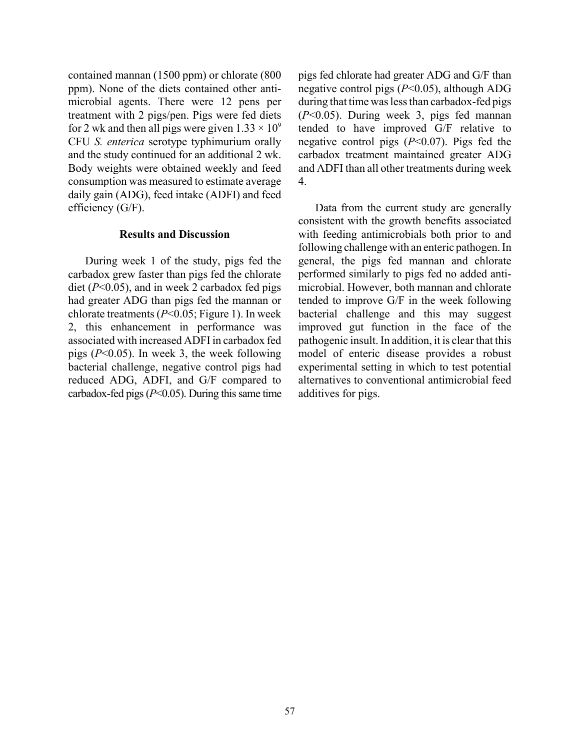contained mannan (1500 ppm) or chlorate (800 ppm). None of the diets contained other antimicrobial agents. There were 12 pens per treatment with 2 pigs/pen. Pigs were fed diets for 2 wk and then all pigs were given $1.33 \times 10^9$ CFU *S. enterica* serotype typhimurium orally and the study continued for an additional 2 wk. Body weights were obtained weekly and feed consumption was measured to estimate average daily gain (ADG), feed intake (ADFI) and feed efficiency (G/F).

### Results and Discussion

During week 1 of the study, pigs fed the carbadox grew faster than pigs fed the chlorate diet ($P<0.05$), and in week 2 carbadox fed pigs had greater ADG than pigs fed the mannan or chlorate treatments ($P<0.05$; Figure 1). In week 2, this enhancement in performance was associated with increased ADFI in carbadox fed pigs ($P<0.05$). In week 3, the week following bacterial challenge, negative control pigs had reduced ADG, ADFI, and G/F compared to carbadox-fed pigs ($P<0.05$). During this same time pigs fed chlorate had greater ADG and G/F than negative control pigs ($P<0.05$), although ADG during that time was less than carbadox-fed pigs ($P<0.05$). During week 3, pigs fed mannan tended to have improved G/F relative to negative control pigs ($P<0.07$). Pigs fed the carbadox treatment maintained greater ADG and ADFI than all other treatments during week 4.

Data from the current study are generally consistent with the growth benefits associated with feeding antimicrobials both prior to and following challenge with an enteric pathogen. In general, the pigs fed mannan and chlorate performed similarly to pigs fed no added antimicrobial. However, both mannan and chlorate tended to improve G/F in the week following bacterial challenge and this may suggest improved gut function in the face of the pathogenic insult. In addition, it is clear that this model of enteric disease provides a robust experimental setting in which to test potential alternatives to conventional antimicrobial feed additives for pigs.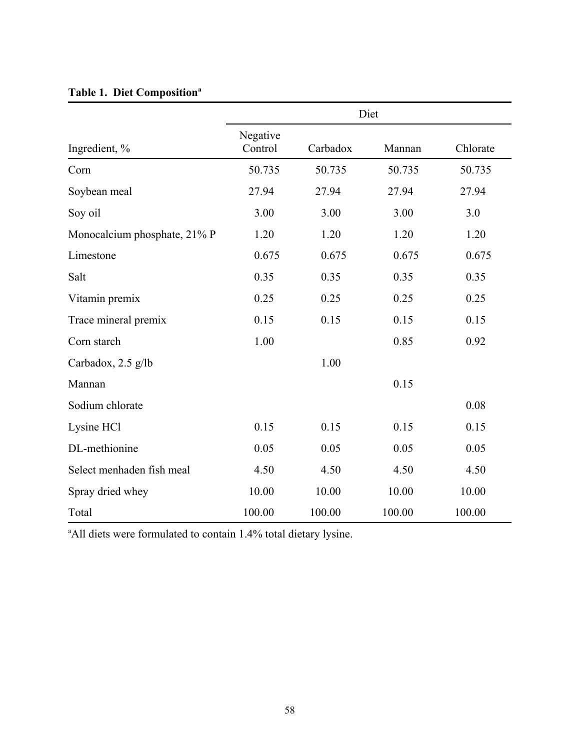**Table 1. Diet Composition[a]**

| | Diet | | | |
|---|---|---|---|---|
| Ingredient, % | Negative Control | Carbadox | Mannan | Chlorate |
| Corn | 50.735 | 50.735 | 50.735 | 50.735 |
| Soybean meal | 27.94 | 27.94 | 27.94 | 27.94 |
| Soy oil | 3.00 | 3.00 | 3.00 | 3.0 |
| Monocalcium phosphate, 21% P | 1.20 | 1.20 | 1.20 | 1.20 |
| Limestone | 0.675 | 0.675 | 0.675 | 0.675 |
| Salt | 0.35 | 0.35 | 0.35 | 0.35 |
| Vitamin premix | 0.25 | 0.25 | 0.25 | 0.25 |
| Trace mineral premix | 0.15 | 0.15 | 0.15 | 0.15 |
| Corn starch | 1.00 | | 0.85 | 0.92 |
| Carbadox, 2.5 g/lb | | 1.00 | | |
| Mannan | | | 0.15 | |
| Sodium chlorate | | | | 0.08 |
| Lysine HCl | 0.15 | 0.15 | 0.15 | 0.15 |
| DL-methionine | 0.05 | 0.05 | 0.05 | 0.05 |
| Select menhaden fish meal | 4.50 | 4.50 | 4.50 | 4.50 |
| Spray dried whey | 10.00 | 10.00 | 10.00 | 10.00 |
| Total | 100.00 | 100.00 | 100.00 | 100.00 |

[a]All diets were formulated to contain 1.4% total dietary lysine.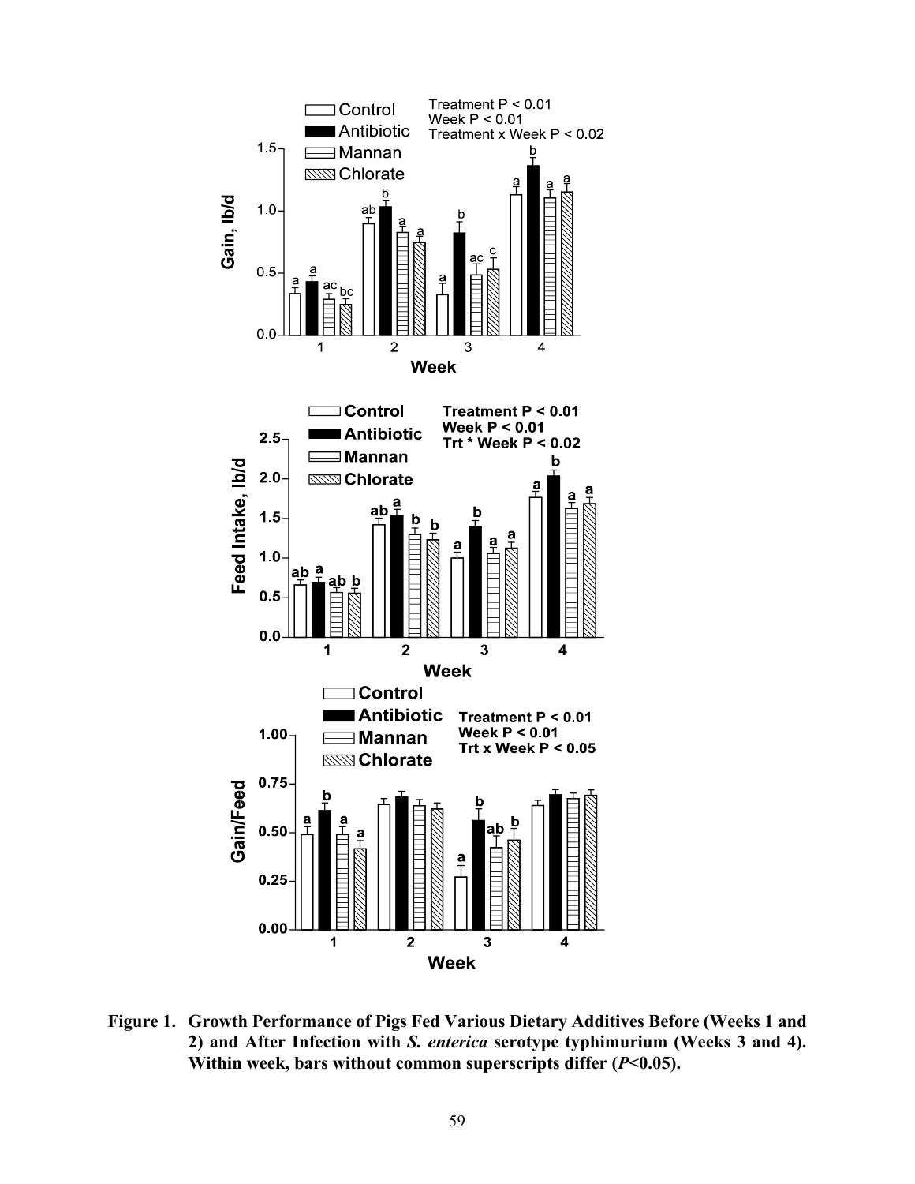Control
Antibiotic
Mannan
Chlorate

Treatment P < 0.01
Week P < 0.01
Treatment x Week P < 0.02

Gain, lb/d

1.5
1.0
0.5
0.0

a a ac bc
ab b a a
a b ac c
a b a a

1 2 3 4

Week

**Control**
**Antibiotic**
**Mannan**
**Chlorate**

**Treatment P < 0.01**
**Week P < 0.01**
**Trt * Week P < 0.02**

**Feed Intake, lb/d**

**2.5**
**2.0**
**1.5**
**1.0**
**0.5**
**0.0**

**ab a ab b**
**ab a b b**
**a b a a**
**a b a a**

**1 2 3 4**

**Week**

**Control**
**Antibiotic**
**Mannan**
**Chlorate**

**Treatment P < 0.01**
**Week P < 0.01**
**Trt x Week P < 0.05**

**Gain/Feed**

**1.00**
**0.75**
**0.50**
**0.25**
**0.00**

**a b a a**
**a b ab b**

**1 2 3 4**

**Week**

**Figure 1. Growth Performance of Pigs Fed Various Dietary Additives Before (Weeks 1 and 2) and After Infection with *S. enterica* serotype typhimurium (Weeks 3 and 4). Within week, bars without common superscripts differ ($P$<0.05).**